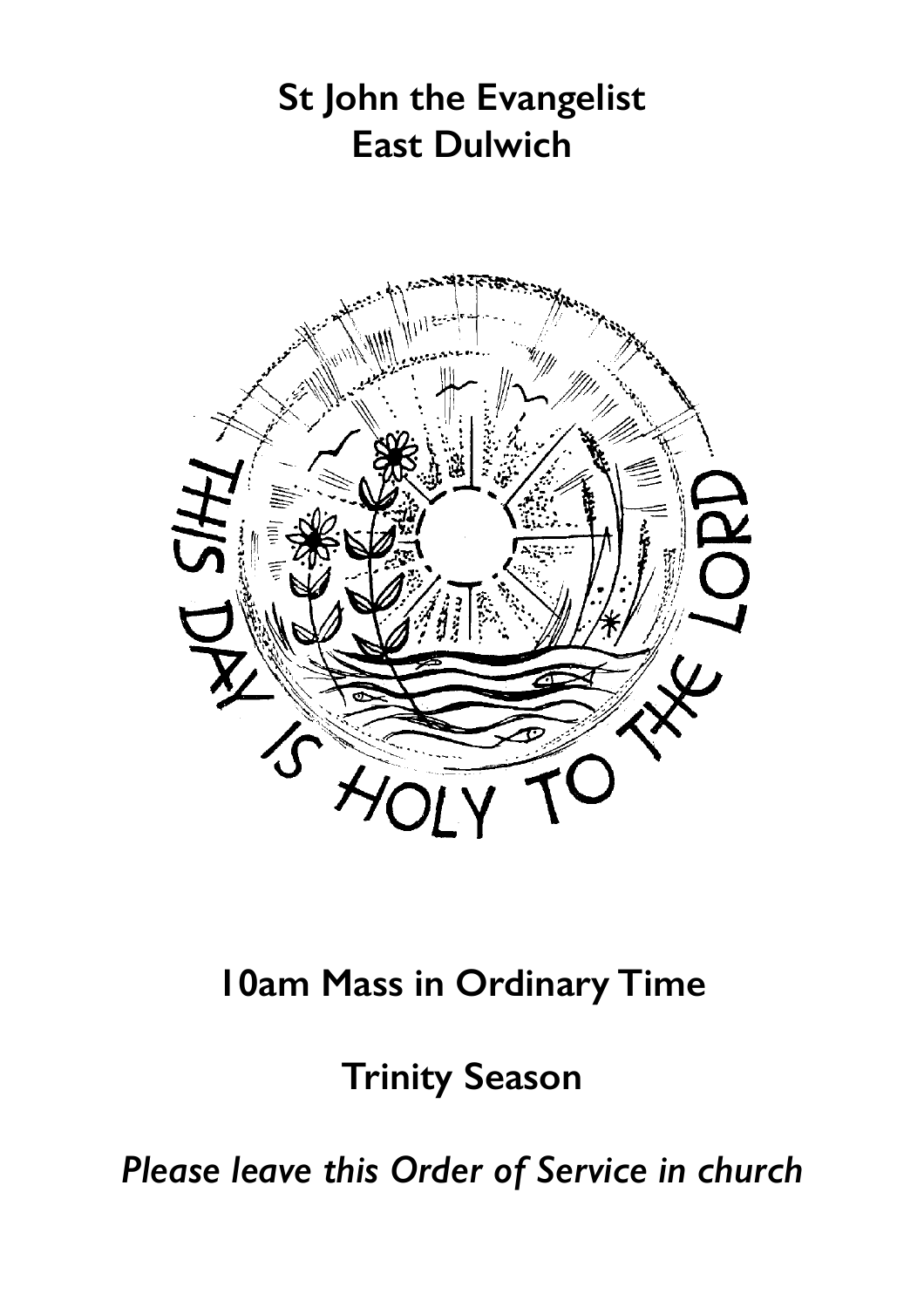# St John the Evangelist
# East Dulwich

THIS DAY IS HOLY TO THE LORD

## 10am Mass in Ordinary Time

## Trinity Season

*Please leave this Order of Service in church*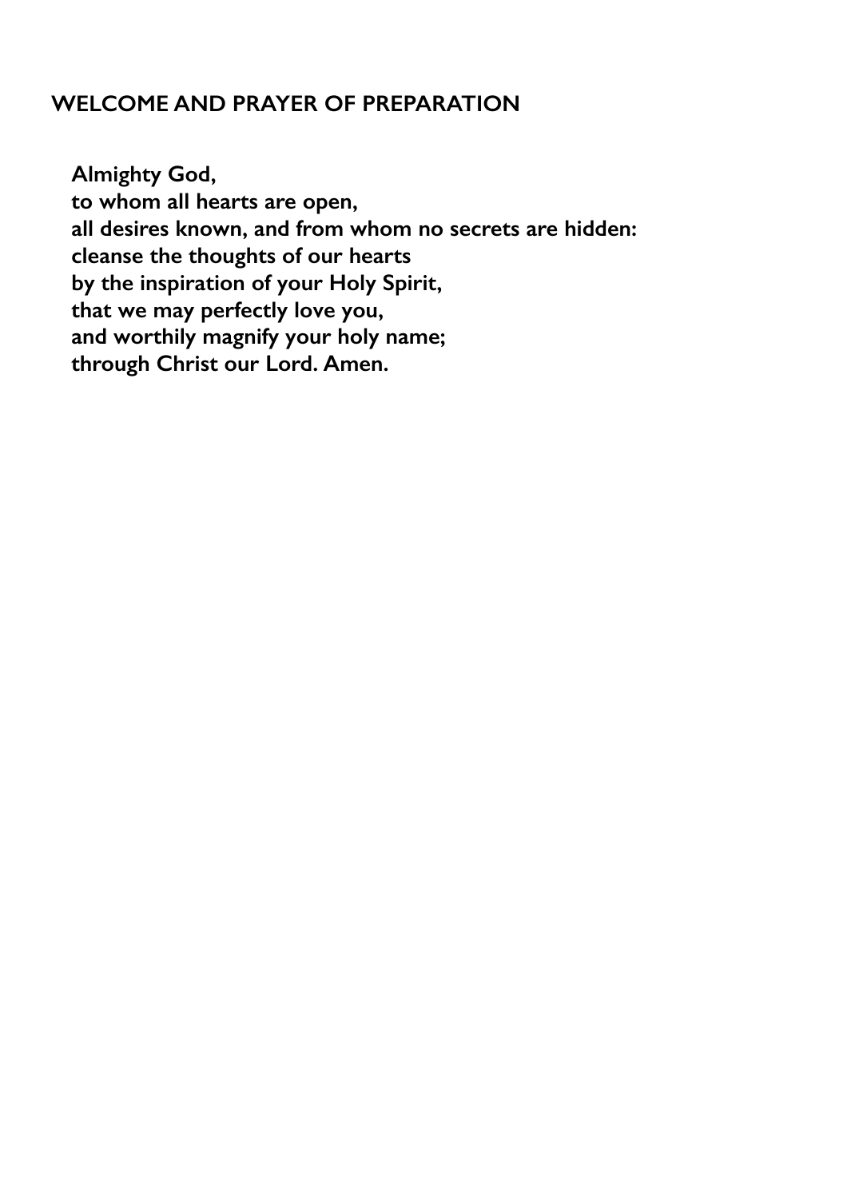## WELCOME AND PRAYER OF PREPARATION

**Almighty God,**  
**to whom all hearts are open,**  
**all desires known, and from whom no secrets are hidden:**  
**cleanse the thoughts of our hearts**  
**by the inspiration of your Holy Spirit,**  
**that we may perfectly love you,**  
**and worthily magnify your holy name;**  
**through Christ our Lord. Amen.**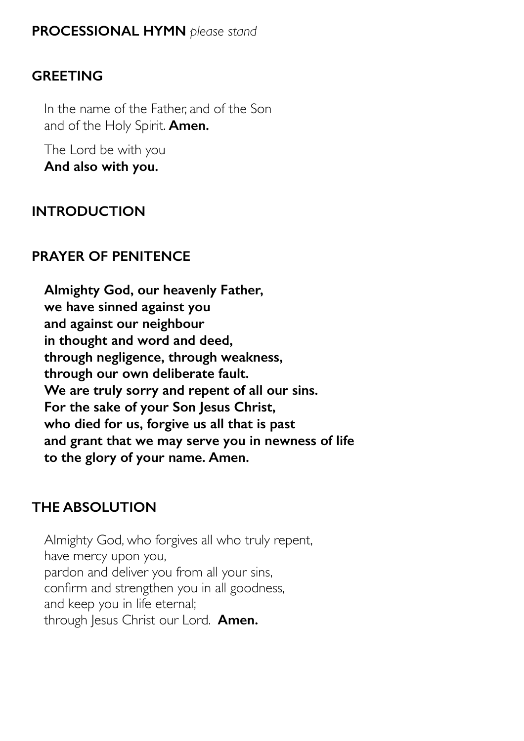## PROCESSIONAL HYMN *please stand*

## GREETING

In the name of the Father, and of the Son
and of the Holy Spirit. **Amen.**

The Lord be with you
**And also with you.**

## INTRODUCTION

## PRAYER OF PENITENCE

**Almighty God, our heavenly Father,**
**we have sinned against you**
**and against our neighbour**
**in thought and word and deed,**
**through negligence, through weakness,**
**through our own deliberate fault.**
**We are truly sorry and repent of all our sins.**
**For the sake of your Son Jesus Christ,**
**who died for us, forgive us all that is past**
**and grant that we may serve you in newness of life**
**to the glory of your name. Amen.**

## THE ABSOLUTION

Almighty God, who forgives all who truly repent,
have mercy upon you,
pardon and deliver you from all your sins,
confirm and strengthen you in all goodness,
and keep you in life eternal;
through Jesus Christ our Lord. **Amen.**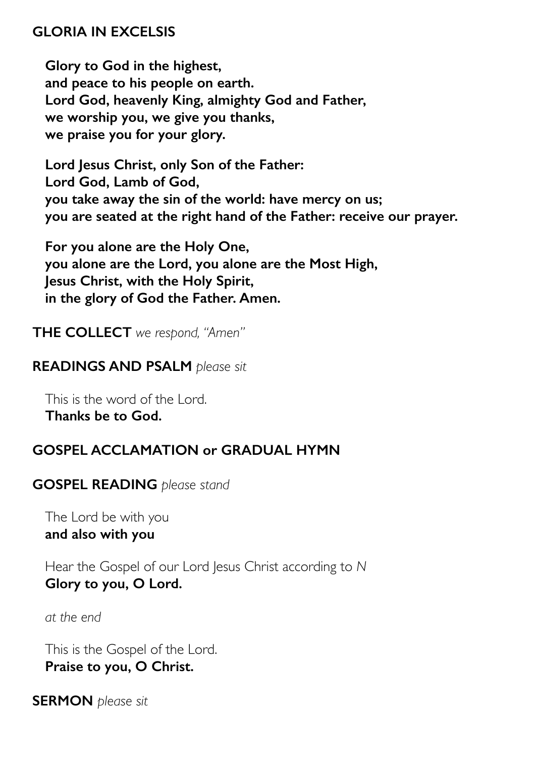## GLORIA IN EXCELSIS

**Glory to God in the highest,**
**and peace to his people on earth.**
**Lord God, heavenly King, almighty God and Father,**
**we worship you, we give you thanks,**
**we praise you for your glory.**

**Lord Jesus Christ, only Son of the Father:**
**Lord God, Lamb of God,**
**you take away the sin of the world: have mercy on us;**
**you are seated at the right hand of the Father: receive our prayer.**

**For you alone are the Holy One,**
**you alone are the Lord, you alone are the Most High,**
**Jesus Christ, with the Holy Spirit,**
**in the glory of God the Father. Amen.**

**THE COLLECT** *we respond, "Amen"*

**READINGS AND PSALM** *please sit*

This is the word of the Lord.
**Thanks be to God.**

## GOSPEL ACCLAMATION or GRADUAL HYMN

**GOSPEL READING** *please stand*

The Lord be with you
**and also with you**

Hear the Gospel of our Lord Jesus Christ according to *N*
**Glory to you, O Lord.**

*at the end*

This is the Gospel of the Lord.
**Praise to you, O Christ.**

**SERMON** *please sit*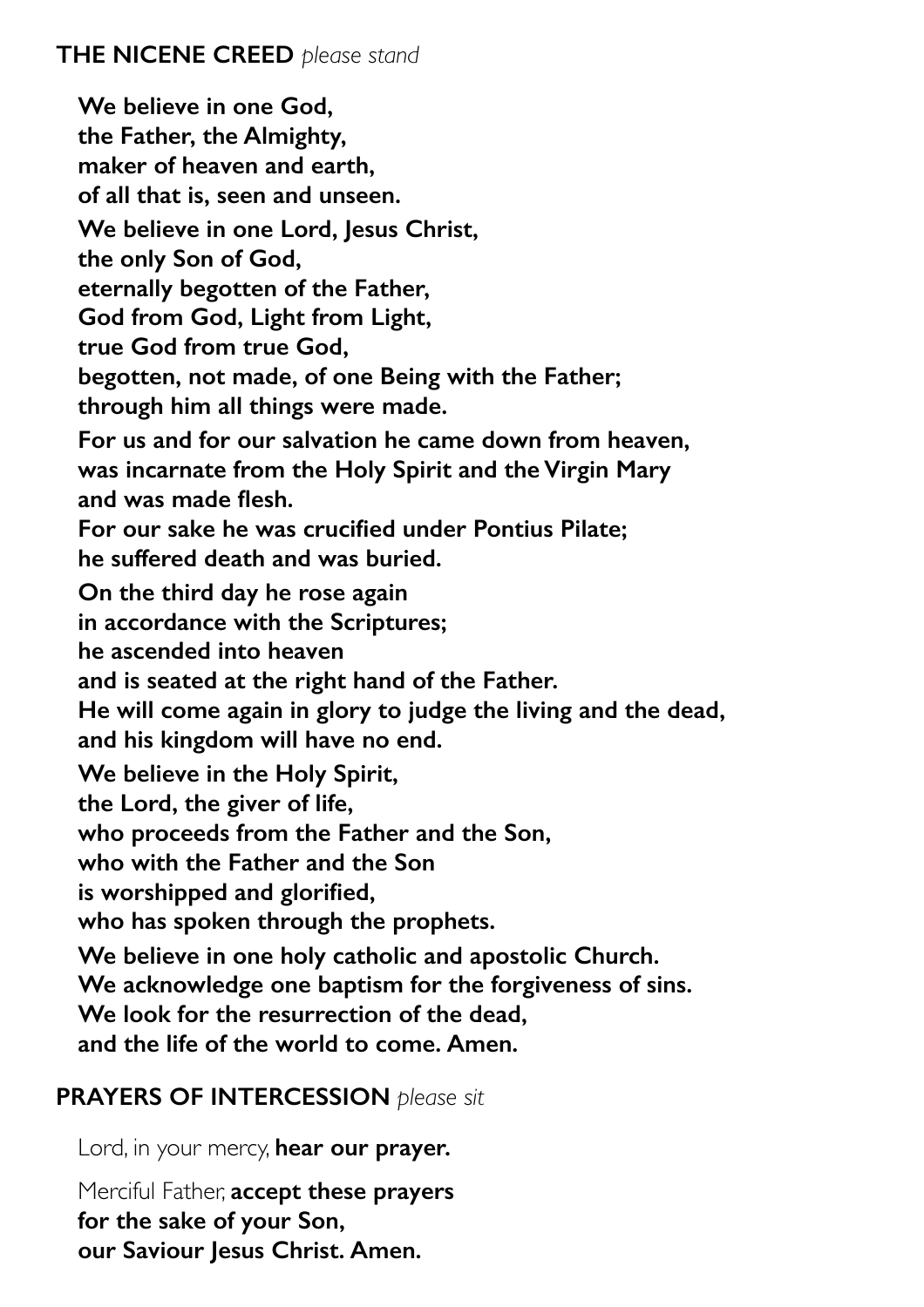## THE NICENE CREED *please stand*

**We believe in one God,**
**the Father, the Almighty,**
**maker of heaven and earth,**
**of all that is, seen and unseen.**

**We believe in one Lord, Jesus Christ,**
**the only Son of God,**
**eternally begotten of the Father,**
**God from God, Light from Light,**
**true God from true God,**
**begotten, not made, of one Being with the Father;**
**through him all things were made.**

**For us and for our salvation he came down from heaven,**
**was incarnate from the Holy Spirit and the Virgin Mary**
**and was made flesh.**
**For our sake he was crucified under Pontius Pilate;**
**he suffered death and was buried.**

**On the third day he rose again**
**in accordance with the Scriptures;**
**he ascended into heaven**
**and is seated at the right hand of the Father.**
**He will come again in glory to judge the living and the dead,**
**and his kingdom will have no end.**

**We believe in the Holy Spirit,**
**the Lord, the giver of life,**
**who proceeds from the Father and the Son,**
**who with the Father and the Son**
**is worshipped and glorified,**
**who has spoken through the prophets.**

**We believe in one holy catholic and apostolic Church.**
**We acknowledge one baptism for the forgiveness of sins.**
**We look for the resurrection of the dead,**
**and the life of the world to come. Amen.**

## PRAYERS OF INTERCESSION *please sit*

Lord, in your mercy, **hear our prayer.**

Merciful Father, **accept these prayers**
**for the sake of your Son,**
**our Saviour Jesus Christ. Amen.**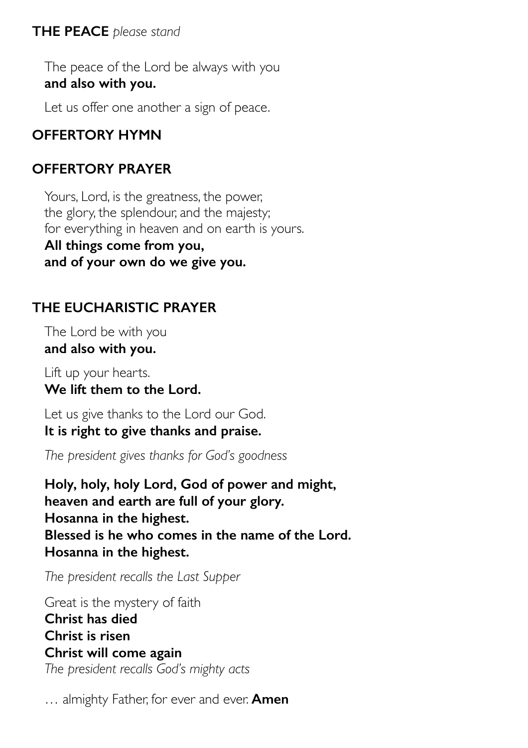## **THE PEACE** *please stand*

The peace of the Lord be always with you
**and also with you.**

Let us offer one another a sign of peace.

## **OFFERTORY HYMN**

## **OFFERTORY PRAYER**

Yours, Lord, is the greatness, the power,
the glory, the splendour, and the majesty;
for everything in heaven and on earth is yours.
**All things come from you,**
**and of your own do we give you.**

## **THE EUCHARISTIC PRAYER**

The Lord be with you
**and also with you.**

Lift up your hearts.
**We lift them to the Lord.**

Let us give thanks to the Lord our God.
**It is right to give thanks and praise.**

*The president gives thanks for God's goodness*

**Holy, holy, holy Lord, God of power and might,**
**heaven and earth are full of your glory.**
**Hosanna in the highest.**
**Blessed is he who comes in the name of the Lord.**
**Hosanna in the highest.**

*The president recalls the Last Supper*

Great is the mystery of faith
**Christ has died**
**Christ is risen**
**Christ will come again**
*The president recalls God's mighty acts*

… almighty Father, for ever and ever. **Amen**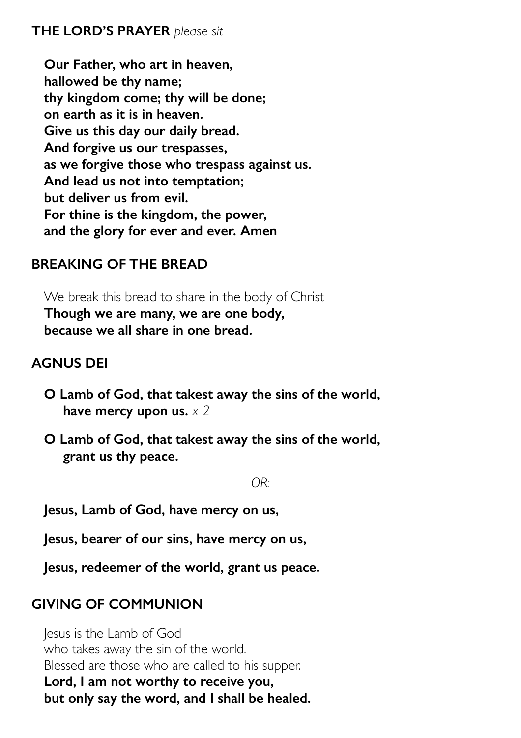## THE LORD'S PRAYER *please sit*

**Our Father, who art in heaven,**
**hallowed be thy name;**
**thy kingdom come; thy will be done;**
**on earth as it is in heaven.**
**Give us this day our daily bread.**
**And forgive us our trespasses,**
**as we forgive those who trespass against us.**
**And lead us not into temptation;**
**but deliver us from evil.**
**For thine is the kingdom, the power,**
**and the glory for ever and ever. Amen**

## BREAKING OF THE BREAD

We break this bread to share in the body of Christ
**Though we are many, we are one body,**
**because we all share in one bread.**

## AGNUS DEI

**O Lamb of God, that takest away the sins of the world,**
**have mercy upon us.** *x 2*

**O Lamb of God, that takest away the sins of the world,**
**grant us thy peace.**

*OR:*

**Jesus, Lamb of God, have mercy on us,**

**Jesus, bearer of our sins, have mercy on us,**

**Jesus, redeemer of the world, grant us peace.**

## GIVING OF COMMUNION

Jesus is the Lamb of God
who takes away the sin of the world.
Blessed are those who are called to his supper.
**Lord, I am not worthy to receive you,**
**but only say the word, and I shall be healed.**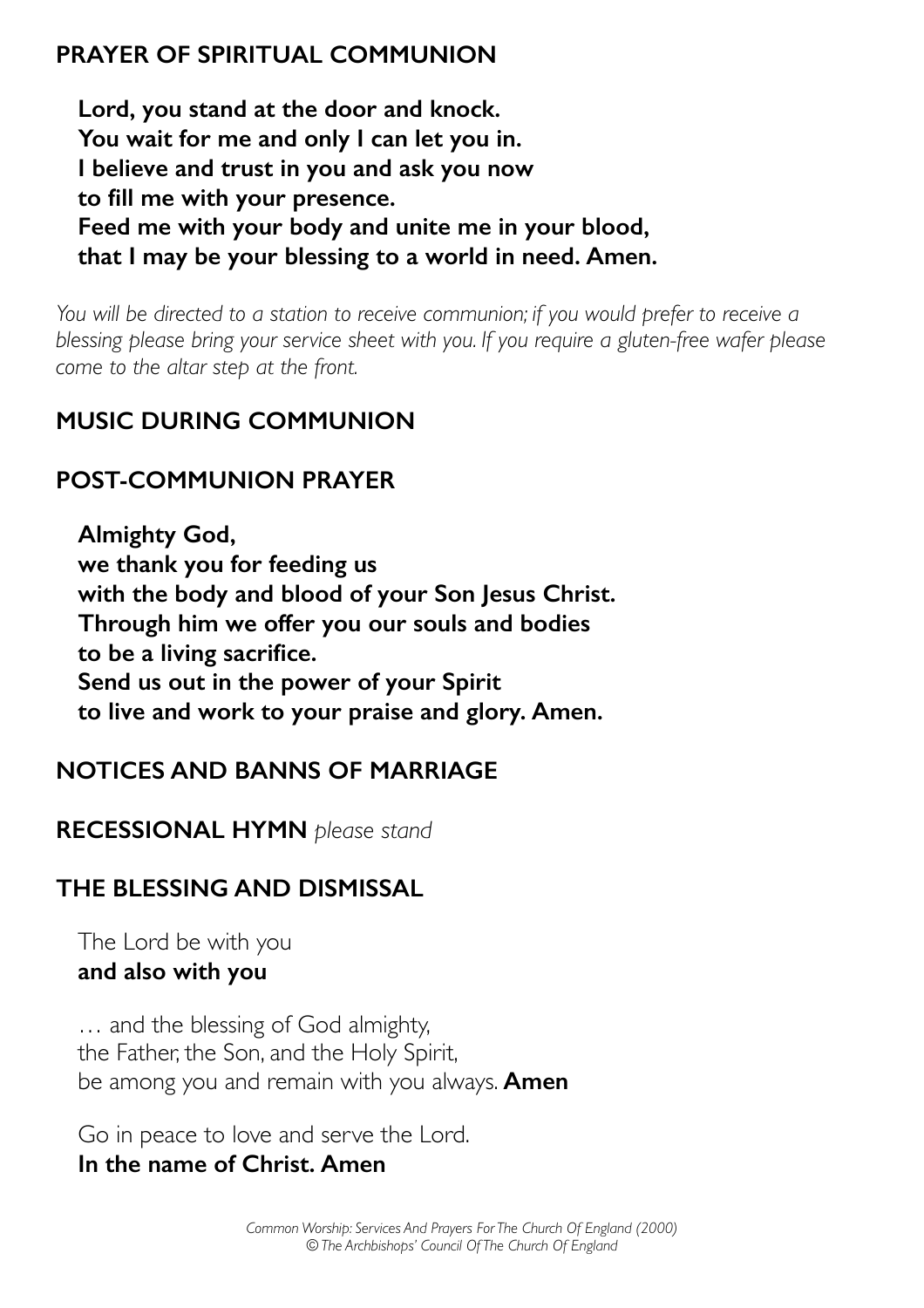## PRAYER OF SPIRITUAL COMMUNION

**Lord, you stand at the door and knock.**
**You wait for me and only I can let you in.**
**I believe and trust in you and ask you now**
**to fill me with your presence.**
**Feed me with your body and unite me in your blood,**
**that I may be your blessing to a world in need. Amen.**

*You will be directed to a station to receive communion; if you would prefer to receive a blessing please bring your service sheet with you. If you require a gluten-free wafer please come to the altar step at the front.*

## MUSIC DURING COMMUNION

## POST-COMMUNION PRAYER

**Almighty God,**
**we thank you for feeding us**
**with the body and blood of your Son Jesus Christ.**
**Through him we offer you our souls and bodies**
**to be a living sacrifice.**
**Send us out in the power of your Spirit**
**to live and work to your praise and glory. Amen.**

## NOTICES AND BANNS OF MARRIAGE

## RECESSIONAL HYMN *please stand*

## THE BLESSING AND DISMISSAL

The Lord be with you
**and also with you**

… and the blessing of God almighty,
the Father, the Son, and the Holy Spirit,
be among you and remain with you always. **Amen**

Go in peace to love and serve the Lord.
**In the name of Christ. Amen**

*Common Worship: Services And Prayers For The Church Of England (2000)*
*© The Archbishops' Council Of The Church Of England*